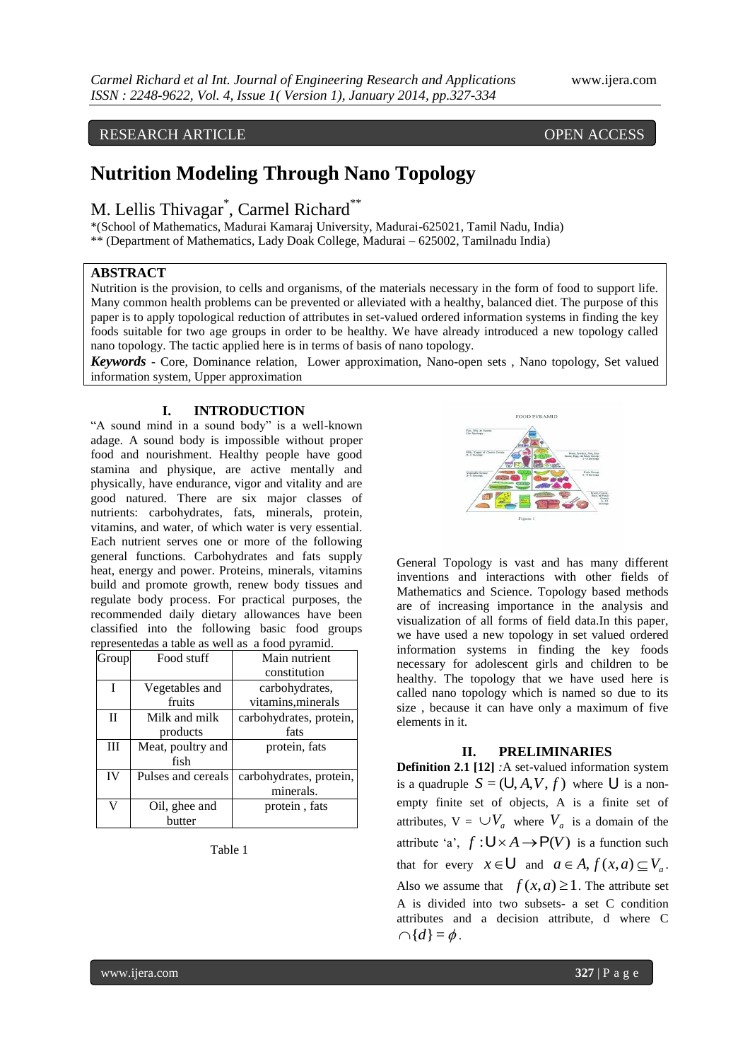RESEARCH ARTICLE OPEN ACCESS

# Nutrition Modeling Through Nano Topology

M. Lellis Thivagar*, Carmel Richard**

*(School of Mathematics, Madurai Kamaraj University, Madurai-625021, Tamil Nadu, India)
** (Department of Mathematics, Lady Doak College, Madurai – 625002, Tamilnadu India)

## ABSTRACT

Nutrition is the provision, to cells and organisms, of the materials necessary in the form of food to support life. Many common health problems can be prevented or alleviated with a healthy, balanced diet. The purpose of this paper is to apply topological reduction of attributes in set-valued ordered information systems in finding the key foods suitable for two age groups in order to be healthy. We have already introduced a new topology called nano topology. The tactic applied here is in terms of basis of nano topology.

***Keywords*** - Core, Dominance relation, Lower approximation, Nano-open sets , Nano topology, Set valued information system, Upper approximation

## I. INTRODUCTION

"A sound mind in a sound body" is a well-known adage. A sound body is impossible without proper food and nourishment. Healthy people have good stamina and physique, are active mentally and physically, have endurance, vigor and vitality and are good natured. There are six major classes of nutrients: carbohydrates, fats, minerals, protein, vitamins, and water, of which water is very essential. Each nutrient serves one or more of the following general functions. Carbohydrates and fats supply heat, energy and power. Proteins, minerals, vitamins build and promote growth, renew body tissues and regulate body process. For practical purposes, the recommended daily dietary allowances have been classified into the following basic food groups representedas a table as well as a food pyramid.

| Group | Food stuff | Main nutrient constitution |
|---|---|---|
| I | Vegetables and fruits | carbohydrates, vitamins,minerals |
| II | Milk and milk products | carbohydrates, protein, fats |
| III | Meat, poultry and fish | protein, fats |
| IV | Pulses and cereals | carbohydrates, protein, minerals. |
| V | Oil, ghee and butter | protein , fats |

Table 1

Figure 1

General Topology is vast and has many different inventions and interactions with other fields of Mathematics and Science. Topology based methods are of increasing importance in the analysis and visualization of all forms of field data.In this paper, we have used a new topology in set valued ordered information systems in finding the key foods necessary for adolescent girls and children to be healthy. The topology that we have used here is called nano topology which is named so due to its size , because it can have only a maximum of five elements in it.

## II. PRELIMINARIES

**Definition 2.1 [12]** :A set-valued information system is a quadruple $S = (U, A, V, f)$ where $U$ is a non-empty finite set of objects, A is a finite set of attributes, V = $\cup V_a$ where $V_a$ is a domain of the attribute 'a', $f : U \times A \rightarrow P(V)$ is a function such that for every $x \in U$ and $a \in A, f(x,a) \subseteq V_a$. Also we assume that $f(x,a) \geq 1$. The attribute set A is divided into two subsets- a set C condition attributes and a decision attribute, d where C $\cap \{d\} = \phi$.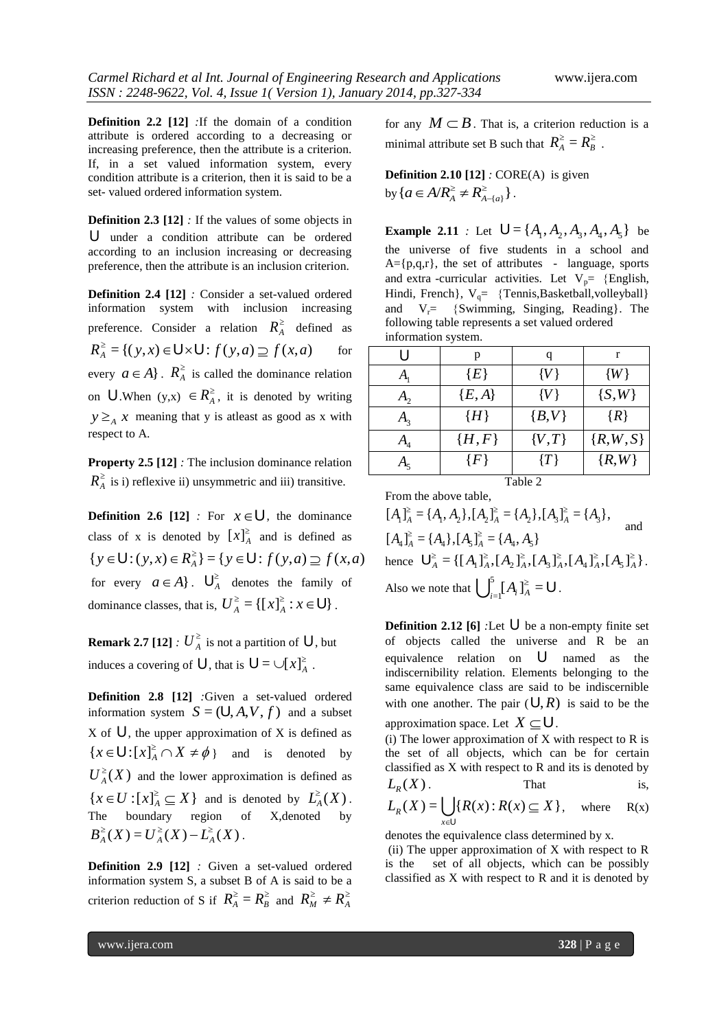**Definition 2.2 [12]** *:*If the domain of a condition attribute is ordered according to a decreasing or increasing preference, then the attribute is a criterion. If, in a set valued information system, every condition attribute is a criterion, then it is said to be a set- valued ordered information system.

**Definition 2.3 [12]** *:* If the values of some objects in $U$ under a condition attribute can be ordered according to an inclusion increasing or decreasing preference, then the attribute is an inclusion criterion.

**Definition 2.4 [12]** *:* Consider a set-valued ordered information system with inclusion increasing preference. Consider a relation $R_A^{\geq}$ defined as $R_A^{\geq} = \{(y,x) \in U \times U : f(y,a) \supseteq f(x,a)$ for every $a \in A\}$. $R_A^{\geq}$ is called the dominance relation on $U$.When (y,x) $\in R_A^{\geq}$, it is denoted by writing $y \geq_A x$ meaning that y is atleast as good as x with respect to A.

**Property 2.5 [12]** *:* The inclusion dominance relation $R_A^{\geq}$ is i) reflexive ii) unsymmetric and iii) transitive.

**Definition 2.6 [12]** *:* For $x \in U$, the dominance class of x is denoted by $[x]_A^{\geq}$ and is defined as $\{y \in U : (y,x) \in R_A^{\geq}\} = \{y \in U : f(y,a) \supseteq f(x,a)$ for every $a \in A\}$. $U_A^{\geq}$ denotes the family of dominance classes, that is, $U_A^{\geq} = \{[x]_A^{\geq} : x \in U\}$.

**Remark 2.7 [12]** *:* $U_A^{\geq}$ is not a partition of $U$, but induces a covering of $U$, that is $U = \cup [x]_A^{\geq}$.

**Definition 2.8 [12]** *:*Given a set-valued ordered information system $S = (U, A, V, f)$ and a subset X of $U$, the upper approximation of X is defined as $\{x \in U : [x]_A^{\geq} \cap X \neq \phi\}$ and is denoted by $U_A^{\geq}(X)$ and the lower approximation is defined as $\{x \in U : [x]_A^{\geq} \subseteq X\}$ and is denoted by $L_A^{\geq}(X)$. The boundary region of X,denoted by $B_A^{\geq}(X) = U_A^{\geq}(X) - L_A^{\geq}(X)$.

**Definition 2.9 [12]** *:* Given a set-valued ordered information system S, a subset B of A is said to be a criterion reduction of S if $R_A^{\geq} = R_B^{\geq}$ and $R_M^{\geq} \neq R_A^{\geq}$ for any $M \subset B$. That is, a criterion reduction is a minimal attribute set B such that $R_A^{\geq} = R_B^{\geq}$.

**Definition 2.10 [12]** *:* CORE(A) is given by $\{a \in A / R_A^{\geq} \neq R_{A-\{a\}}^{\geq}\}$.

**Example 2.11** *:* Let $U = \{A_1, A_2, A_3, A_4, A_5\}$ be the universe of five students in a school and A={p,q,r}, the set of attributes - language, sports and extra -curricular activities. Let $V_p$= {English, Hindi, French}, $V_q$= {Tennis,Basketball,volleyball} and $V_r$= {Swimming, Singing, Reading}. The following table represents a set valued ordered information system.

| $U$ | p | q | r |
|---|---|---|---|
| $A_1$ | $\{E\}$ | $\{V\}$ | $\{W\}$ |
| $A_2$ | $\{E, A\}$ | $\{V\}$ | $\{S, W\}$ |
| $A_3$ | $\{H\}$ | $\{B, V\}$ | $\{R\}$ |
| $A_4$ | $\{H, F\}$ | $\{V, T\}$ | $\{R, W, S\}$ |
| $A_5$ | $\{F\}$ | $\{T\}$ | $\{R, W\}$ |

Table 2

From the above table,

$[A_1]_A^{\geq} = \{A_1, A_2\}, [A_2]_A^{\geq} = \{A_2\}, [A_3]_A^{\geq} = \{A_3\}$, and $[A_4]_A^{\geq} = \{A_4\}, [A_5]_A^{\geq} = \{A_4, A_5\}$

hence $U_A^{\geq} = \{[A_1]_A^{\geq}, [A_2]_A^{\geq}, [A_3]_A^{\geq}, [A_4]_A^{\geq}, [A_5]_A^{\geq}\}$.

Also we note that $\bigcup_{i=1}^{5} [A_i]_A^{\geq} = U$.

**Definition 2.12 [6]** *:*Let $U$ be a non-empty finite set of objects called the universe and R be an equivalence relation on $U$ named as the indiscernibility relation. Elements belonging to the same equivalence class are said to be indiscernible with one another. The pair $(U, R)$ is said to be the approximation space. Let $X \subseteq U$.

(i) The lower approximation of X with respect to R is the set of all objects, which can be for certain classified as X with respect to R and its is denoted by $L_R(X)$. That is, $L_R(X) = \bigcup_{x \in U} \{R(x) : R(x) \subseteq X\}$, where R(x) denotes the equivalence class determined by x.

(ii) The upper approximation of X with respect to R is the set of all objects, which can be possibly classified as X with respect to R and it is denoted by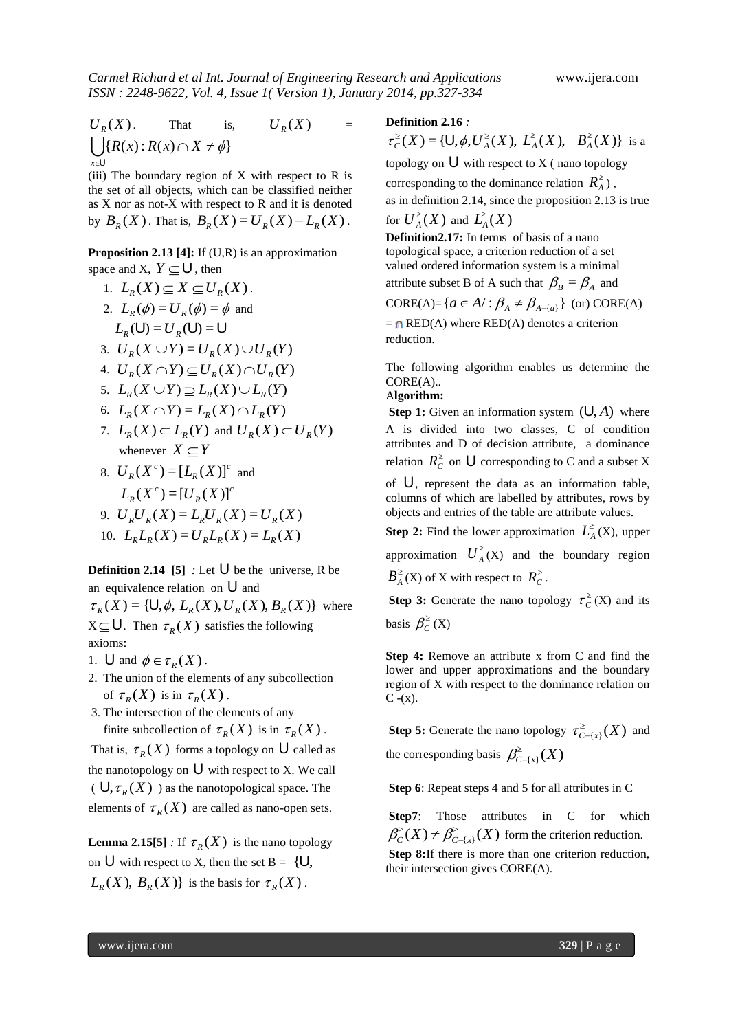$U_R(X)$. That is, $U_R(X) = \bigcup_{x \in U} \{R(x) : R(x) \cap X \neq \phi\}$

(iii) The boundary region of X with respect to R is the set of all objects, which can be classified neither as X nor as not-X with respect to R and it is denoted by $B_R(X)$. That is, $B_R(X) = U_R(X) - L_R(X)$.

**Proposition 2.13 [4]:** If (U,R) is an approximation space and X, $Y \subseteq U$, then

1. $L_R(X) \subseteq X \subseteq U_R(X)$.
2. $L_R(\phi) = U_R(\phi) = \phi$ and $L_R(U) = U_R(U) = U$
3. $U_R(X \cup Y) = U_R(X) \cup U_R(Y)$
4. $U_R(X \cap Y) \subseteq U_R(X) \cap U_R(Y)$
5. $L_R(X \cup Y) \supseteq L_R(X) \cup L_R(Y)$
6. $L_R(X \cap Y) = L_R(X) \cap L_R(Y)$
7. $L_R(X) \subseteq L_R(Y)$ and $U_R(X) \subseteq U_R(Y)$ whenever $X \subseteq Y$
8. $U_R(X^c) = [L_R(X)]^c$ and $L_R(X^c) = [U_R(X)]^c$
9. $U_R U_R(X) = L_R U_R(X) = U_R(X)$
10. $L_R L_R(X) = U_R L_R(X) = L_R(X)$

**Definition 2.14 [5]** *:* Let U be the universe, R be an equivalence relation on U and $\tau_R(X) = \{U, \phi, L_R(X), U_R(X), B_R(X)\}$ where $X \subseteq U$. Then $\tau_R(X)$ satisfies the following axioms:

1. U and $\phi \in \tau_R(X)$.
2. The union of the elements of any subcollection of $\tau_R(X)$ is in $\tau_R(X)$.
3. The intersection of the elements of any finite subcollection of $\tau_R(X)$ is in $\tau_R(X)$.

That is, $\tau_R(X)$ forms a topology on U called as the nanotopology on U with respect to X. We call $(U, \tau_R(X))$ as the nanotopological space. The elements of $\tau_R(X)$ are called as nano-open sets.

**Lemma 2.15[5]** *:* If $\tau_R(X)$ is the nano topology on U with respect to X, then the set B = $\{U, L_R(X), B_R(X)\}$ is the basis for $\tau_R(X)$.

**Definition 2.16** *:*
$\tau_C^{\geq}(X) = \{U, \phi, U_A^{\geq}(X), L_A^{\geq}(X), B_A^{\geq}(X)\}$ is a topology on U with respect to X ( nano topology corresponding to the dominance relation $R_A^{\geq}$),
as in definition 2.14, since the proposition 2.13 is true for $U_A^{\geq}(X)$ and $L_A^{\geq}(X)$

**Definition2.17:** In terms of basis of a nano topological space, a criterion reduction of a set valued ordered information system is a minimal attribute subset B of A such that $\beta_B = \beta_A$ and CORE(A)=$\{a \in A/ : \beta_A \neq \beta_{A-\{a\}}\}$ (or) CORE(A) = $\cap$ RED(A) where RED(A) denotes a criterion reduction.

The following algorithm enables us determine the CORE(A)..

**Algorithm:**

**Step 1:** Given an information system $(U, A)$ where A is divided into two classes, C of condition attributes and D of decision attribute, a dominance relation $R_C^{\geq}$ on U corresponding to C and a subset X of U, represent the data as an information table, columns of which are labelled by attributes, rows by objects and entries of the table are attribute values.

**Step 2:** Find the lower approximation $L_A^{\geq}$(X), upper approximation $U_A^{\geq}$(X) and the boundary region $B_A^{\geq}$(X) of X with respect to $R_C^{\geq}$.

**Step 3:** Generate the nano topology $\tau_C^{\geq}$(X) and its basis $\beta_C^{\geq}$(X)

**Step 4:** Remove an attribute x from C and find the lower and upper approximations and the boundary region of X with respect to the dominance relation on C -(x).

**Step 5:** Generate the nano topology $\tau_{C-\{x\}}^{\geq}(X)$ and the corresponding basis $\beta_{C-\{x\}}^{\geq}(X)$

**Step 6**: Repeat steps 4 and 5 for all attributes in C

**Step7**: Those attributes in C for which $\beta_C^{\geq}(X) \neq \beta_{C-\{x\}}^{\geq}(X)$ form the criterion reduction.

**Step 8:**If there is more than one criterion reduction, their intersection gives CORE(A).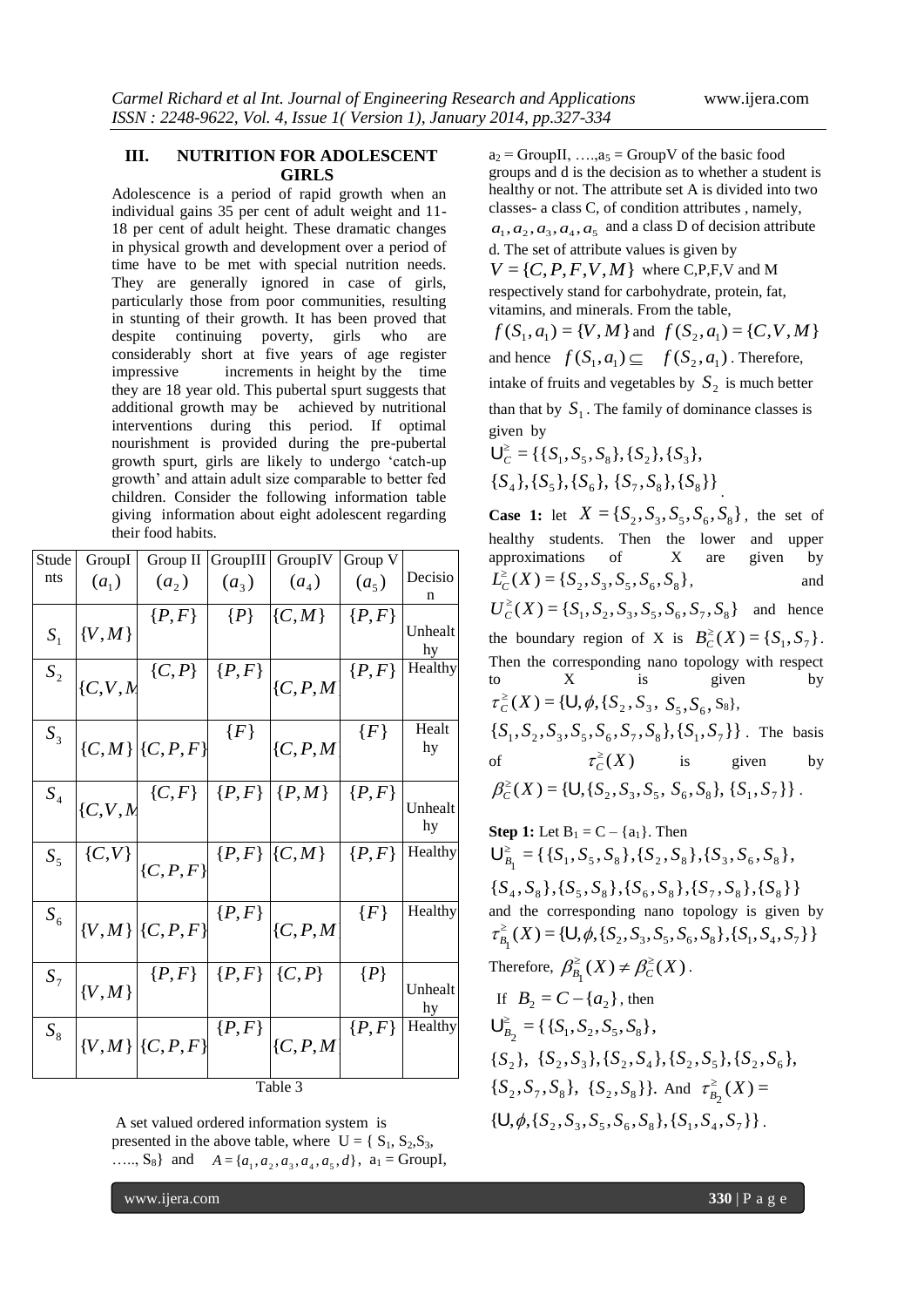## III. NUTRITION FOR ADOLESCENT GIRLS

Adolescence is a period of rapid growth when an individual gains 35 per cent of adult weight and 11-18 per cent of adult height. These dramatic changes in physical growth and development over a period of time have to be met with special nutrition needs. They are generally ignored in case of girls, particularly those from poor communities, resulting in stunting of their growth. It has been proved that despite continuing poverty, girls who are considerably short at five years of age register impressive increments in height by the time they are 18 year old. This pubertal spurt suggests that additional growth may be achieved by nutritional interventions during this period. If optimal nourishment is provided during the pre-pubertal growth spurt, girls are likely to undergo 'catch-up growth' and attain adult size comparable to better fed children. Consider the following information table giving information about eight adolescent regarding their food habits.

| Students | GroupI $(a_1)$ | Group II $(a_2)$ | GroupIII $(a_3)$ | GroupIV $(a_4)$ | Group V $(a_5)$ | Decision |
|---|---|---|---|---|---|---|
| $S_1$ | $\{V,M\}$ | $\{P,F\}$ | $\{P\}$ | $\{C,M\}$ | $\{P,F\}$ | Unhealthy |
| $S_2$ | $\{C,V,M$ | $\{C,P\}$ | $\{P,F\}$ | $\{C,P,M$ | $\{P,F\}$ | Healthy |
| $S_3$ | $\{C,M\}$ | $\{C,P,F\}$ | $\{F\}$ | $\{C,P,M$ | $\{F\}$ | Healthy |
| $S_4$ | $\{C,V,M$ | $\{C,F\}$ | $\{P,F\}$ | $\{P,M\}$ | $\{P,F\}$ | Unhealthy |
| $S_5$ | $\{C,V\}$ | $\{C,P,F\}$ | $\{P,F\}$ | $\{C,M\}$ | $\{P,F\}$ | Healthy |
| $S_6$ | $\{V,M\}$ | $\{C,P,F\}$ | $\{P,F\}$ | $\{C,P,M$ | $\{F\}$ | Healthy |
| $S_7$ | $\{V,M\}$ | $\{P,F\}$ | $\{P,F\}$ | $\{C,P\}$ | $\{P\}$ | Unhealthy |
| $S_8$ | $\{V,M\}$ | $\{C,P,F\}$ | $\{P,F\}$ | $\{C,P,M$ | $\{P,F\}$ | Healthy |

Table 3

A set valued ordered information system is presented in the above table, where $U = \{S_1, S_2, S_3, \ldots, S_8\}$ and $A = \{a_1, a_2, a_3, a_4, a_5, d\}$, $a_1$ = GroupI, $a_2$ = GroupII, ….,$a_5$ = GroupV of the basic food groups and d is the decision as to whether a student is healthy or not. The attribute set A is divided into two classes- a class C, of condition attributes , namely, $a_1, a_2, a_3, a_4, a_5$ and a class D of decision attribute d. The set of attribute values is given by $V = \{C, P, F, V, M\}$ where C,P,F,V and M respectively stand for carbohydrate, protein, fat, vitamins, and minerals. From the table, $f(S_1, a_1) = \{V, M\}$ and $f(S_2, a_1) = \{C, V, M\}$ and hence $f(S_1, a_1) \subseteq f(S_2, a_1)$. Therefore, intake of fruits and vegetables by $S_2$ is much better than that by $S_1$. The family of dominance classes is given by

$$\cup_C^{\geq} = \{\{S_1, S_5, S_8\}, \{S_2\}, \{S_3\}, \{S_4\}, \{S_5\}, \{S_6\}, \{S_7, S_8\}, \{S_8\}\}.$$

**Case 1:** let $X = \{S_2, S_3, S_5, S_6, S_8\}$, the set of healthy students. Then the lower and upper approximations of X are given by $L_C^{\geq}(X) = \{S_2, S_3, S_5, S_6, S_8\}$, and $U_C^{\geq}(X) = \{S_1, S_2, S_3, S_5, S_6, S_7, S_8\}$ and hence the boundary region of X is $B_C^{\geq}(X) = \{S_1, S_7\}$. Then the corresponding nano topology with respect to X is given by $\tau_C^{\geq}(X) = \{\cup, \phi, \{S_2, S_3, S_5, S_6, S_8\}, \{S_1, S_2, S_3, S_5, S_6, S_7, S_8\}, \{S_1, S_7\}\}$. The basis of $\tau_C^{\geq}(X)$ is given by $\beta_C^{\geq}(X) = \{\cup, \{S_2, S_3, S_5, S_6, S_8\}, \{S_1, S_7\}\}$.

**Step 1:** Let $B_1 = C - \{a_1\}$. Then $\cup_{B_1}^{\geq} = \{\{S_1, S_5, S_8\}, \{S_2, S_8\}, \{S_3, S_6, S_8\}, \{S_4, S_8\}, \{S_5, S_8\}, \{S_6, S_8\}, \{S_7, S_8\}, \{S_8\}\}$ and the corresponding nano topology is given by $\tau_{B_1}^{\geq}(X) = \{\cup, \phi, \{S_2, S_3, S_5, S_6, S_8\}, \{S_1, S_4, S_7\}\}$

Therefore, $\beta_{B_1}^{\geq}(X) \neq \beta_C^{\geq}(X)$.

If $B_2 = C - \{a_2\}$, then $\cup_{B_2}^{\geq} = \{\{S_1, S_2, S_5, S_8\}, \{S_2\}, \{S_2, S_3\}, \{S_2, S_4\}, \{S_2, S_5\}, \{S_2, S_6\}, \{S_2, S_7, S_8\}, \{S_2, S_8\}\}$. And $\tau_{B_2}^{\geq}(X) = \{\cup, \phi, \{S_2, S_3, S_5, S_6, S_8\}, \{S_1, S_4, S_7\}\}$.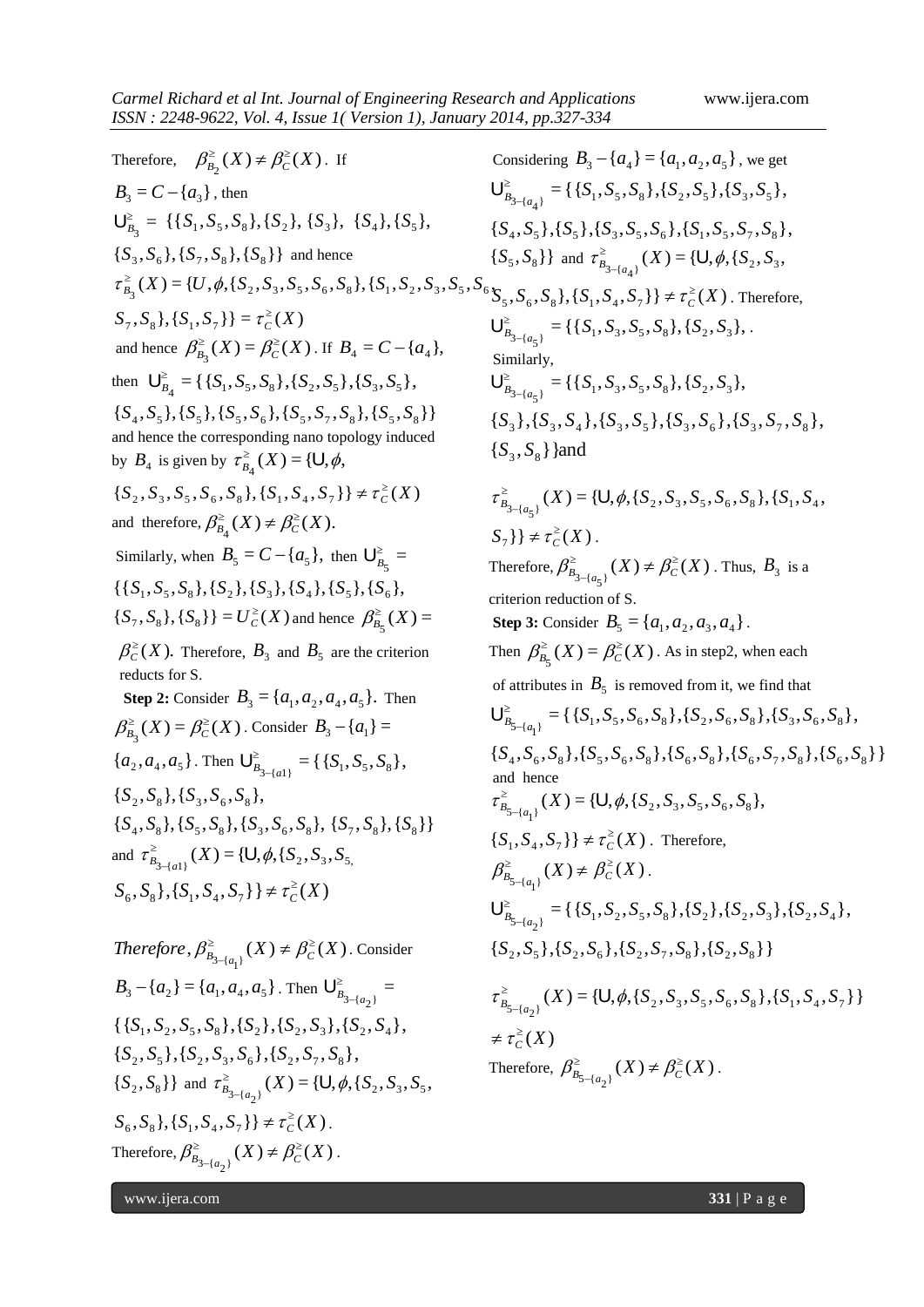Therefore, $\beta^{\geq}_{B_2}(X) \neq \beta^{\geq}_C(X)$. If $B_3 = C - \{a_3\}$, then $\mathsf{U}^{\geq}_{B_3} = \{\{S_1, S_5, S_8\}, \{S_2\}, \{S_3\}, \{S_4\}, \{S_5\}, \{S_3, S_6\}, \{S_7, S_8\}, \{S_8\}\}$ and hence $\tau^{\geq}_{B_3}(X) = \{U, \phi, \{S_2, S_3, S_5, S_6, S_8\}, \{S_1, S_2, S_3, S_5, S_6, S_7, S_8\}, \{S_1, S_7\}\} = \tau^{\geq}_C(X)$ and hence $\beta^{\geq}_{B_3}(X) = \beta^{\geq}_C(X)$. If $B_4 = C - \{a_4\}$, then $\mathsf{U}^{\geq}_{B_4} = \{\{S_1, S_5, S_8\}, \{S_2, S_5\}, \{S_3, S_5\}, \{S_4, S_5\}, \{S_5\}, \{S_5, S_6\}, \{S_5, S_7, S_8\}, \{S_5, S_8\}\}$ and hence the corresponding nano topology induced by $B_4$ is given by $\tau^{\geq}_{B_4}(X) = \{\mathsf{U}, \phi, \{S_2, S_3, S_5, S_6, S_8\}, \{S_1, S_4, S_7\}\} \neq \tau^{\geq}_C(X)$ and therefore, $\beta^{\geq}_{B_4}(X) \neq \beta^{\geq}_C(X)$.

Similarly, when $B_5 = C - \{a_5\}$, then $\mathsf{U}^{\geq}_{B_5} = \{\{S_1, S_5, S_8\}, \{S_2\}, \{S_3\}, \{S_4\}, \{S_5\}, \{S_6\}, \{S_7, S_8\}, \{S_8\}\} = U^{\geq}_C(X)$ and hence $\beta^{\geq}_{B_5}(X) = \beta^{\geq}_C(X)$. Therefore, $B_3$ and $B_5$ are the criterion reducts for S.

**Step 2:** Consider $B_3 = \{a_1, a_2, a_4, a_5\}$. Then $\beta^{\geq}_{B_3}(X) = \beta^{\geq}_C(X)$. Consider $B_3 - \{a_1\} = \{a_2, a_4, a_5\}$. Then $\mathsf{U}^{\geq}_{B_{3-\{a1\}}} = \{\{S_1, S_5, S_8\}, \{S_2, S_8\}, \{S_3, S_6, S_8\}, \{S_4, S_8\}, \{S_5, S_8\}, \{S_3, S_6, S_8\}, \{S_7, S_8\}, \{S_8\}\}$ and $\tau^{\geq}_{B_{3-\{a1\}}}(X) = \{\mathsf{U}, \phi, \{S_2, S_3, S_5, S_6, S_8\}, \{S_1, S_4, S_7\}\} \neq \tau^{\geq}_C(X)$

*Therefore*, $\beta^{\geq}_{B_{3-\{a_1\}}}(X) \neq \beta^{\geq}_C(X)$. Consider $B_3 - \{a_2\} = \{a_1, a_4, a_5\}$. Then $\mathsf{U}^{\geq}_{B_{3-\{a_2\}}} = \{\{S_1, S_2, S_5, S_8\}, \{S_2\}, \{S_2, S_3\}, \{S_2, S_4\}, \{S_2, S_5\}, \{S_2, S_3, S_6\}, \{S_2, S_7, S_8\}, \{S_2, S_8\}\}$ and $\tau^{\geq}_{B_{3-\{a_2\}}}(X) = \{\mathsf{U}, \phi, \{S_2, S_3, S_5, S_6, S_8\}, \{S_1, S_4, S_7\}\} \neq \tau^{\geq}_C(X)$.

Therefore, $\beta^{\geq}_{B_{3-\{a_2\}}}(X) \neq \beta^{\geq}_C(X)$.

Considering $B_3 - \{a_4\} = \{a_1, a_2, a_5\}$, we get $\mathsf{U}^{\geq}_{B_{3-\{a_4\}}} = \{\{S_1, S_5, S_8\}, \{S_2, S_5\}, \{S_3, S_5\}, \{S_4, S_5\}, \{S_5\}, \{S_3, S_5, S_6\}, \{S_1, S_5, S_7, S_8\}, \{S_5, S_8\}\}$ and $\tau^{\geq}_{B_{3-\{a_4\}}}(X) = \{\mathsf{U}, \phi, \{S_2, S_3, S_5, S_6, S_8\}, \{S_1, S_4, S_7\}\} \neq \tau^{\geq}_C(X)$. Therefore, $\mathsf{U}^{\geq}_{B_{3-\{a_5\}}} = \{\{S_1, S_3, S_5, S_8\}, \{S_2, S_3\},$.

Similarly, $\mathsf{U}^{\geq}_{B_{3-\{a_5\}}} = \{\{S_1, S_3, S_5, S_8\}, \{S_2, S_3\}, \{S_3\}, \{S_3, S_4\}, \{S_3, S_5\}, \{S_3, S_6\}, \{S_3, S_7, S_8\}, \{S_3, S_8\}\}$ and

$\tau^{\geq}_{B_{3-\{a_5\}}}(X) = \{\mathsf{U}, \phi, \{S_2, S_3, S_5, S_6, S_8\}, \{S_1, S_4, S_7\}\} \neq \tau^{\geq}_C(X)$.

Therefore, $\beta^{\geq}_{B_{3-\{a_5\}}}(X) \neq \beta^{\geq}_C(X)$. Thus, $B_3$ is a criterion reduction of S.

**Step 3:** Consider $B_5 = \{a_1, a_2, a_3, a_4\}$. Then $\beta^{\geq}_{B_5}(X) = \beta^{\geq}_C(X)$. As in step2, when each of attributes in $B_5$ is removed from it, we find that $\mathsf{U}^{\geq}_{B_{5-\{a_1\}}} = \{\{S_1, S_5, S_6, S_8\}, \{S_2, S_6, S_8\}, \{S_3, S_6, S_8\}, \{S_4, S_6, S_8\}, \{S_5, S_6, S_8\}, \{S_6, S_8\}, \{S_6, S_7, S_8\}, \{S_6, S_8\}\}$ and hence $\tau^{\geq}_{B_{5-\{a_1\}}}(X) = \{\mathsf{U}, \phi, \{S_2, S_3, S_5, S_6, S_8\}, \{S_1, S_4, S_7\}\} \neq \tau^{\geq}_C(X)$. Therefore, $\beta^{\geq}_{B_{5-\{a_1\}}}(X) \neq \beta^{\geq}_C(X)$.

$\mathsf{U}^{\geq}_{B_{5-\{a_2\}}} = \{\{S_1, S_2, S_5, S_8\}, \{S_2\}, \{S_2, S_3\}, \{S_2, S_4\}, \{S_2, S_5\}, \{S_2, S_6\}, \{S_2, S_7, S_8\}, \{S_2, S_8\}\}$

$\tau^{\geq}_{B_{5-\{a_2\}}}(X) = \{\mathsf{U}, \phi, \{S_2, S_3, S_5, S_6, S_8\}, \{S_1, S_4, S_7\}\} \neq \tau^{\geq}_C(X)$

Therefore, $\beta^{\geq}_{B_{5-\{a_2\}}}(X) \neq \beta^{\geq}_C(X)$.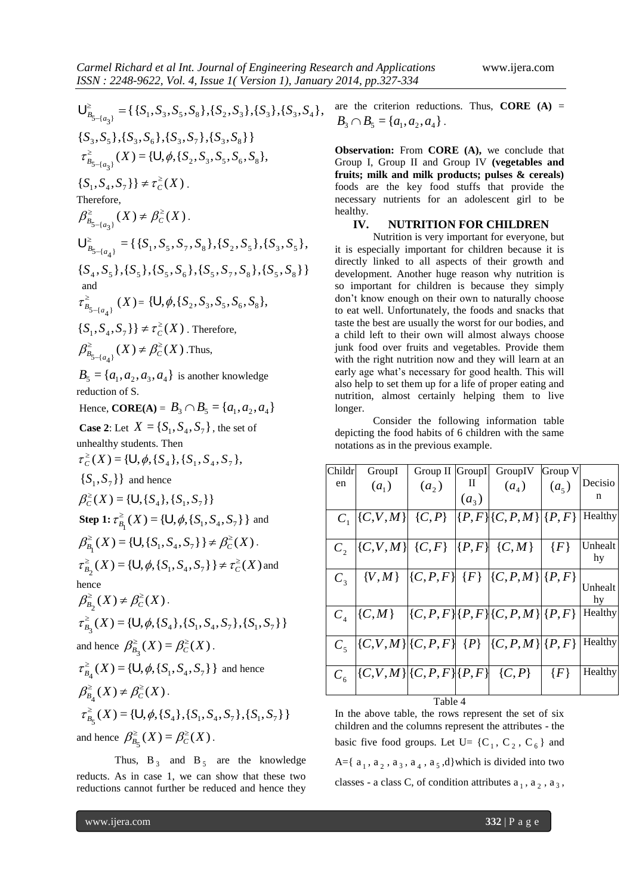$$\bigcup^{\geq}_{B_{5-\{a_3\}}} = \{\{S_1, S_3, S_5, S_8\}, \{S_2, S_3\}, \{S_3\}, \{S_3, S_4\}, \{S_3, S_5\}, \{S_3, S_6\}, \{S_3, S_7\}, \{S_3, S_8\}\}$$

$\tau^{\geq}_{B_{5-\{a_3\}}}(X) = \{U, \phi, \{S_2, S_3, S_5, S_6, S_8\}, \{S_1, S_4, S_7\}\} \neq \tau^{\geq}_C(X)$.

Therefore,

$\beta^{\geq}_{B_{5-\{a_3\}}}(X) \neq \beta^{\geq}_C(X)$.

$$\bigcup^{\geq}_{B_{5-\{a_4\}}} = \{\{S_1, S_5, S_7, S_8\}, \{S_2, S_5\}, \{S_3, S_5\}, \{S_4, S_5\}, \{S_5\}, \{S_5, S_6\}, \{S_5, S_7, S_8\}, \{S_5, S_8\}\}$$

and

$\tau^{\geq}_{B_{5-\{a_4\}}}(X) = \{U, \phi, \{S_2, S_3, S_5, S_6, S_8\}, \{S_1, S_4, S_7\}\} \neq \tau^{\geq}_C(X)$. Therefore,

$\beta^{\geq}_{B_{5-\{a_4\}}}(X) \neq \beta^{\geq}_C(X)$. Thus,

$B_5 = \{a_1, a_2, a_3, a_4\}$ is another knowledge reduction of S.

Hence, **CORE(A)** = $B_3 \cap B_5 = \{a_1, a_2, a_4\}$

**Case 2**: Let $X = \{S_1, S_4, S_7\}$, the set of unhealthy students. Then

$\tau^{\geq}_C(X) = \{U, \phi, \{S_4\}, \{S_1, S_4, S_7\}, \{S_1, S_7\}\}$ and hence

$\beta^{\geq}_C(X) = \{U, \{S_4\}, \{S_1, S_7\}\}$

**Step 1:** $\tau^{\geq}_{B_1}(X) = \{U, \phi, \{S_1, S_4, S_7\}\}$ and

$\beta^{\geq}_{B_1}(X) = \{U, \{S_1, S_4, S_7\}\} \neq \beta^{\geq}_C(X)$.

$\tau^{\geq}_{B_2}(X) = \{U, \phi, \{S_1, S_4, S_7\}\} \neq \tau^{\geq}_C(X)$ and hence

$\beta^{\geq}_{B_2}(X) \neq \beta^{\geq}_C(X)$.

$\tau^{\geq}_{B_3}(X) = \{U, \phi, \{S_4\}, \{S_1, S_4, S_7\}, \{S_1, S_7\}\}$ and hence $\beta^{\geq}_{B_3}(X) = \beta^{\geq}_C(X)$.

$\tau^{\geq}_{B_4}(X) = \{U, \phi, \{S_1, S_4, S_7\}\}$ and hence $\beta^{\geq}_{B_4}(X) \neq \beta^{\geq}_C(X)$.

$\tau^{\geq}_{B_5}(X) = \{U, \phi, \{S_4\}, \{S_1, S_4, S_7\}, \{S_1, S_7\}\}$ and hence $\beta^{\geq}_{B_5}(X) = \beta^{\geq}_C(X)$.

Thus, $B_3$ and $B_5$ are the knowledge reducts. As in case 1, we can show that these two reductions cannot further be reduced and hence they are the criterion reductions. Thus, **CORE (A)** = $B_3 \cap B_5 = \{a_1, a_2, a_4\}$.

**Observation:** From **CORE (A),** we conclude that Group I, Group II and Group IV **(vegetables and fruits; milk and milk products; pulses & cereals)** foods are the key food stuffs that provide the necessary nutrients for an adolescent girl to be healthy.

## IV. NUTRITION FOR CHILDREN

Nutrition is very important for everyone, but it is especially important for children because it is directly linked to all aspects of their growth and development. Another huge reason why nutrition is so important for children is because they simply don't know enough on their own to naturally choose to eat well. Unfortunately, the foods and snacks that taste the best are usually the worst for our bodies, and a child left to their own will almost always choose junk food over fruits and vegetables. Provide them with the right nutrition now and they will learn at an early age what's necessary for good health. This will also help to set them up for a life of proper eating and nutrition, almost certainly helping them to live longer.

Consider the following information table depicting the food habits of 6 children with the same notations as in the previous example.

| Children | GroupI ($a_1$) | Group II ($a_2$) | GroupI II ($a_3$) | GroupIV ($a_4$) | Group V ($a_5$) | Decision |
|---|---|---|---|---|---|---|
| $C_1$ | $\{C,V,M\}$ | $\{C,P\}$ | $\{P,F\}$ | $\{C,P,M\}$ | $\{P,F\}$ | Healthy |
| $C_2$ | $\{C,V,M\}$ | $\{C,F\}$ | $\{P,F\}$ | $\{C,M\}$ | $\{F\}$ | Unhealthy |
| $C_3$ | $\{V,M\}$ | $\{C,P,F\}$ | $\{F\}$ | $\{C,P,M\}$ | $\{P,F\}$ | Unhealthy |
| $C_4$ | $\{C,M\}$ | $\{C,P,F\}$ | $\{P,F\}$ | $\{C,P,M\}$ | $\{P,F\}$ | Healthy |
| $C_5$ | $\{C,V,M\}$ | $\{C,P,F\}$ | $\{P\}$ | $\{C,P,M\}$ | $\{P,F\}$ | Healthy |
| $C_6$ | $\{C,V,M\}$ | $\{C,P,F\}$ | $\{P,F\}$ | $\{C,P\}$ | $\{F\}$ | Healthy |

Table 4

In the above table, the rows represent the set of six children and the columns represent the attributes - the basic five food groups. Let U= $\{C_1, C_2, C_6\}$ and A=$\{a_1, a_2, a_3, a_4, a_5, d\}$ which is divided into two classes - a class C, of condition attributes $a_1$, $a_2$, $a_3$,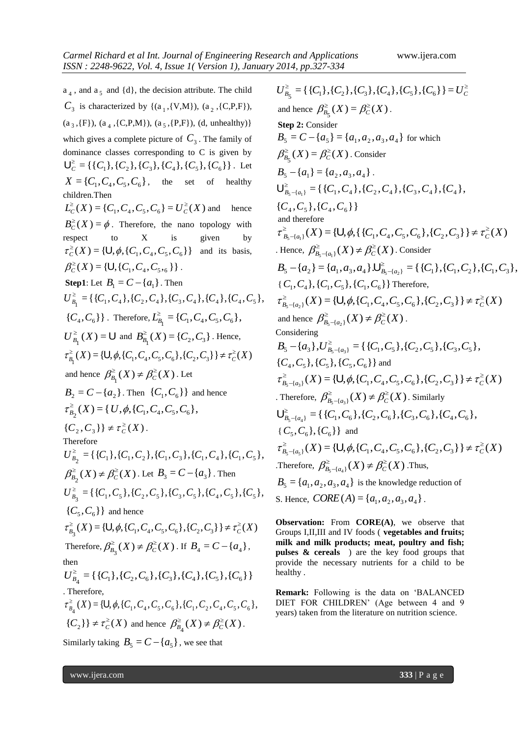$a_4$, and $a_5$ and {d}, the decision attribute. The child $C_3$ is characterized by {($a_1$,{V,M}), ($a_2$,{C,P,F}), ($a_3$,{F}), ($a_4$,{C,P,M}), ($a_5$,{P,F}), (d, unhealthy)} which gives a complete picture of $C_3$. The family of dominance classes corresponding to C is given by $\mathsf{U}_C^{\geq} = \{\{C_1\},\{C_2\},\{C_3\},\{C_4\},\{C_5\},\{C_6\}\}$. Let $X = \{C_1, C_4, C_5, C_6\}$, the set of healthy children.Then $L_C^{\geq}(X) = \{C_1, C_4, C_5, C_6\} = U_C^{\geq}(X)$ and hence $B_C^{\geq}(X) = \phi$. Therefore, the nano topology with respect to X is given by $\tau_C^{\geq}(X) = \{\mathsf{U}, \phi, \{C_1, C_4, C_5, C_6\}\}$ and its basis, $\beta_C^{\geq}(X) = \{\mathsf{U}, \{C_1, C_4, C_{5}, _6\}\}$.

**Step1**: Let $B_1 = C - \{a_1\}$. Then $U_{B_1}^{\geq} = \{\{C_1, C_4\},\{C_2, C_4\},\{C_3, C_4\},\{C_4\},\{C_4, C_5\}, \{C_4, C_6\}\}$. Therefore, $L_{B_1}^{\geq} = \{C_1, C_4, C_5, C_6\}$, $U_{B_1}^{\geq}(X) = \mathsf{U}$ and $B_{B_1}^{\geq}(X) = \{C_2, C_3\}$. Hence, $\tau_{B_1}^{\geq}(X) = \{\mathsf{U}, \phi, \{C_1, C_4, C_5, C_6\}, \{C_2, C_3\}\} \neq \tau_C^{\geq}(X)$ and hence $\beta_{B_1}^{\geq}(X) \neq \beta_C^{\geq}(X)$. Let $B_2 = C - \{a_2\}$. Then $\{C_1, C_6\}\}$ and hence $\tau_{B_2}^{\geq}(X) = \{U, \phi, \{C_1, C_4, C_5, C_6\}, \{C_2, C_3\}\} \neq \tau_C^{\geq}(X)$.

Therefore $U_{B_2}^{\geq} = \{\{C_1\},\{C_1, C_2\},\{C_1, C_3\},\{C_1, C_4\},\{C_1, C_5\}$, $\beta_{B_2}^{\geq}(X) \neq \beta_C^{\geq}(X)$. Let $B_3 = C - \{a_3\}$. Then $U_{B_3}^{\geq} = \{\{C_1, C_5\},\{C_2, C_5\},\{C_3, C_5\},\{C_4, C_5\},\{C_5\}, \{C_5, C_6\}\}$ and hence $\tau_{B_3}^{\geq}(X) = \{\mathsf{U}, \phi, \{C_1, C_4, C_5, C_6\}, \{C_2, C_3\}\} \neq \tau_C^{\geq}(X)$ Therefore, $\beta_{B_3}^{\geq}(X) \neq \beta_C^{\geq}(X)$. If $B_4 = C - \{a_4\}$, then $U_{B_4}^{\geq} = \{\{C_1\},\{C_2, C_6\},\{C_3\},\{C_4\},\{C_5\},\{C_6\}\}$. Therefore, $\tau_{B_4}^{\geq}(X) = \{\mathsf{U}, \phi, \{C_1, C_4, C_5, C_6\}, \{C_1, C_2, C_4, C_5, C_6\}, \{C_2\}\} \neq \tau_C^{\geq}(X)$ and hence $\beta_{B_4}^{\geq}(X) \neq \beta_C^{\geq}(X)$.

Similarly taking $B_5 = C - \{a_5\}$, we see that $U_{B_5}^{\geq} = \{\{C_1\},\{C_2\},\{C_3\},\{C_4\},\{C_5\},\{C_6\}\} = U_C^{\geq}$ and hence $\beta_{B_5}^{\geq}(X) = \beta_C^{\geq}(X)$.

**Step 2:** Consider $B_5 = C - \{a_5\} = \{a_1, a_2, a_3, a_4\}$ for which $\beta_{B_5}^{\geq}(X) = \beta_C^{\geq}(X)$. Consider $B_5 - \{a_1\} = \{a_2, a_3, a_4\}$. $\mathsf{U}_{B_5-\{a_1\}}^{\geq} = \{\{C_1, C_4\},\{C_2, C_4\},\{C_3, C_4\},\{C_4\}, \{C_4, C_5\},\{C_4, C_6\}\}$ and therefore $\tau_{B_5-\{a_1\}}^{\geq}(X) = \{\mathsf{U}, \phi, \{\{C_1, C_4, C_5, C_6\}, \{C_2, C_3\}\} \neq \tau_C^{\geq}(X)$. Hence, $\beta_{B_5-\{a_1\}}^{\geq}(X) \neq \beta_C^{\geq}(X)$. Consider $B_5 - \{a_2\} = \{a_1, a_3, a_4\}$. $\mathsf{U}_{B_5-\{a_2\}}^{\geq} = \{\{C_1\},\{C_1, C_2\},\{C_1, C_3\}, \{C_1, C_4\},\{C_1, C_5\},\{C_1, C_6\}\}$ Therefore, $\tau_{B_5-\{a_2\}}^{\geq}(X) = \{\mathsf{U}, \phi, \{C_1, C_4, C_5, C_6\}, \{C_2, C_3\}\} \neq \tau_C^{\geq}(X)$ and hence $\beta_{B_5-\{a_2\}}^{\geq}(X) \neq \beta_C^{\geq}(X)$.

Considering $B_5 - \{a_3\}$, $U_{B_5-\{a_3\}}^{\geq} = \{\{C_1, C_5\},\{C_2, C_5\},\{C_3, C_5\}, \{C_4, C_5\},\{C_5\},\{C_5, C_6\}\}$ and $\tau_{B_5-\{a_3\}}^{\geq}(X) = \{\mathsf{U}, \phi, \{C_1, C_4, C_5, C_6\}, \{C_2, C_3\}\} \neq \tau_C^{\geq}(X)$. Therefore, $\beta_{B_5-\{a_3\}}^{\geq}(X) \neq \beta_C^{\geq}(X)$. Similarly $\mathsf{U}_{B_5-\{a_4\}}^{\geq} = \{\{C_1, C_6\},\{C_2, C_6\},\{C_3, C_6\},\{C_4, C_6\}, \{C_5, C_6\},\{C_6\}\}$ and $\tau_{B_5-\{a_5\}}^{\geq}(X) = \{\mathsf{U}, \phi, \{C_1, C_4, C_5, C_6\}, \{C_2, C_3\}\} \neq \tau_C^{\geq}(X)$. Therefore, $\beta_{B_5-\{a_4\}}^{\geq}(X) \neq \beta_C^{\geq}(X)$. Thus, $B_5 = \{a_1, a_2, a_3, a_4\}$ is the knowledge reduction of S. Hence, $CORE(A) = \{a_1, a_2, a_3, a_4\}$.

**Observation:** From **CORE(A)**, we observe that Groups I,II,III and IV foods ( **vegetables and fruits; milk and milk products; meat, poultry and fish; pulses & cereals** ) are the key food groups that provide the necessary nutrients for a child to be healthy .

**Remark:** Following is the data on 'BALANCED DIET FOR CHILDREN' (Age between 4 and 9 years) taken from the literature on nutrition science.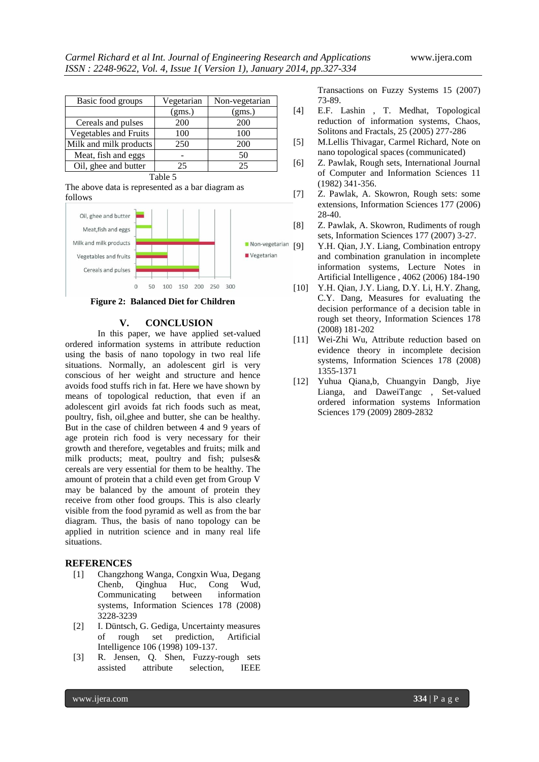| Basic food groups | Vegetarian | Non-vegetarian |
|---|---|---|
| | (gms.) | (gms.) |
| Cereals and pulses | 200 | 200 |
| Vegetables and Fruits | 100 | 100 |
| Milk and milk products | 250 | 200 |
| Meat, fish and eggs | - | 50 |
| Oil, ghee and butter | 25 | 25 |

Table 5

The above data is represented as a bar diagram as follows

Oil, ghee and butter
Meat,fish and eggs
Milk and milk products
Vegetables and fruits
Cereals and pulses
0 50 100 150 200 250 300
Non-vegetarian
Vegetarian

**Figure 2: Balanced Diet for Children**

## V. CONCLUSION

In this paper, we have applied set-valued ordered information systems in attribute reduction using the basis of nano topology in two real life situations. Normally, an adolescent girl is very conscious of her weight and structure and hence avoids food stuffs rich in fat. Here we have shown by means of topological reduction, that even if an adolescent girl avoids fat rich foods such as meat, poultry, fish, oil,ghee and butter, she can be healthy. But in the case of children between 4 and 9 years of age protein rich food is very necessary for their growth and therefore, vegetables and fruits; milk and milk products; meat, poultry and fish; pulses& cereals are very essential for them to be healthy. The amount of protein that a child even get from Group V may be balanced by the amount of protein they receive from other food groups. This is also clearly visible from the food pyramid as well as from the bar diagram. Thus, the basis of nano topology can be applied in nutrition science and in many real life situations.

## REFERENCES

[1] Changzhong Wanga, Congxin Wua, Degang Chenb, Qinghua Huc, Cong Wud, Communicating between information systems, Information Sciences 178 (2008) 3228-3239

[2] I. Düntsch, G. Gediga, Uncertainty measures of rough set prediction, Artificial Intelligence 106 (1998) 109-137.

[3] R. Jensen, Q. Shen, Fuzzy-rough sets assisted attribute selection, IEEE Transactions on Fuzzy Systems 15 (2007) 73-89.

[4] E.F. Lashin , T. Medhat, Topological reduction of information systems, Chaos, Solitons and Fractals, 25 (2005) 277-286

[5] M.Lellis Thivagar, Carmel Richard, Note on nano topological spaces (communicated)

[6] Z. Pawlak, Rough sets, International Journal of Computer and Information Sciences 11 (1982) 341-356.

[7] Z. Pawlak, A. Skowron, Rough sets: some extensions, Information Sciences 177 (2006) 28-40.

[8] Z. Pawlak, A. Skowron, Rudiments of rough sets, Information Sciences 177 (2007) 3-27.

[9] Y.H. Qian, J.Y. Liang, Combination entropy and combination granulation in incomplete information systems, Lecture Notes in Artificial Intelligence , 4062 (2006) 184-190

[10] Y.H. Qian, J.Y. Liang, D.Y. Li, H.Y. Zhang, C.Y. Dang, Measures for evaluating the decision performance of a decision table in rough set theory, Information Sciences 178 (2008) 181-202

[11] Wei-Zhi Wu, Attribute reduction based on evidence theory in incomplete decision systems, Information Sciences 178 (2008) 1355-1371

[12] Yuhua Qiana,b, Chuangyin Dangb, Jiye Lianga, and DaweiTangc , Set-valued ordered information systems Information Sciences 179 (2009) 2809-2832